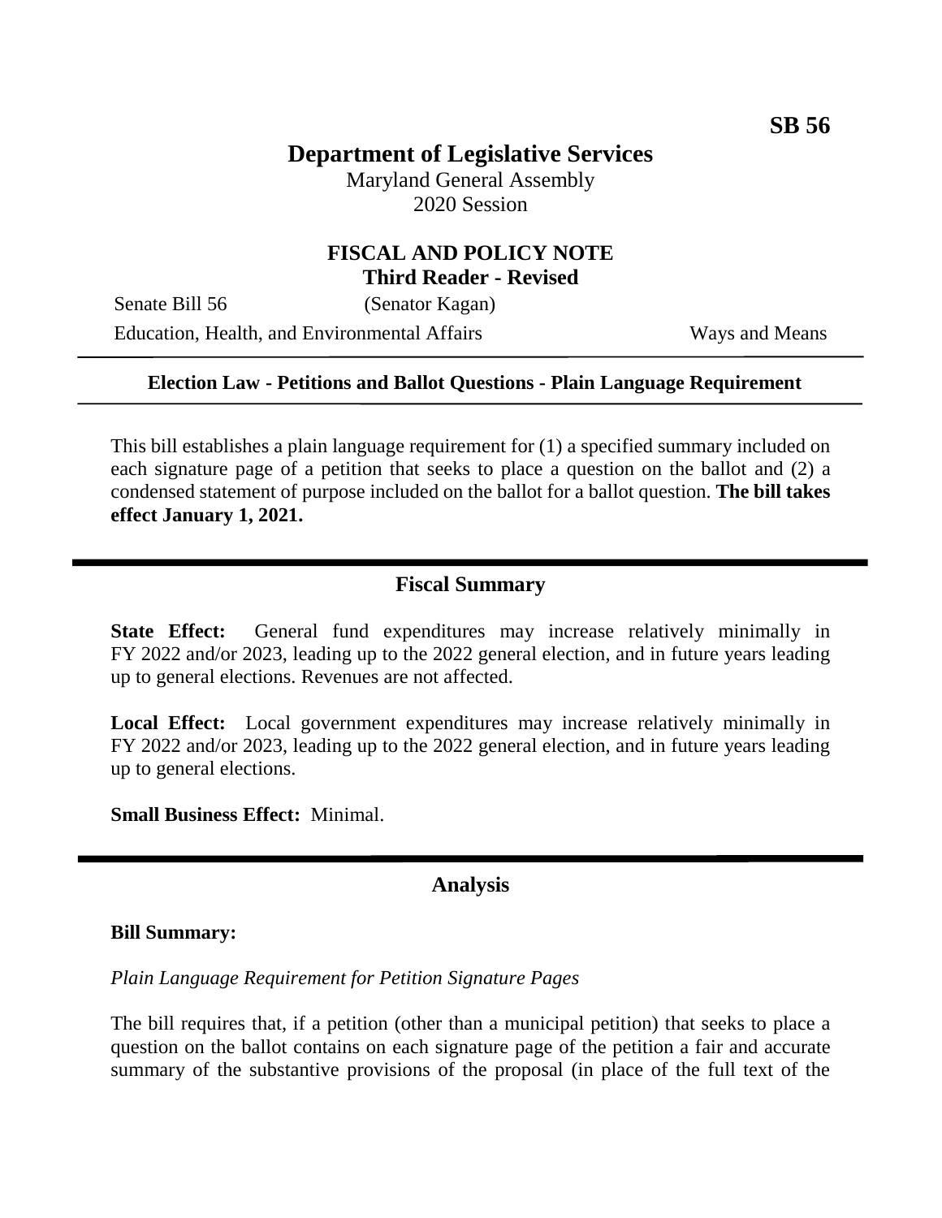**SB 56**

# Department of Legislative Services

Maryland General Assembly
2020 Session

## FISCAL AND POLICY NOTE
**Third Reader - Revised**

Senate Bill 56 (Senator Kagan)
Education, Health, and Environmental Affairs Ways and Means

---

**Election Law - Petitions and Ballot Questions - Plain Language Requirement**

---

This bill establishes a plain language requirement for (1) a specified summary included on each signature page of a petition that seeks to place a question on the ballot and (2) a condensed statement of purpose included on the ballot for a ballot question. **The bill takes effect January 1, 2021.**

## Fiscal Summary

**State Effect:** General fund expenditures may increase relatively minimally in FY 2022 and/or 2023, leading up to the 2022 general election, and in future years leading up to general elections. Revenues are not affected.

**Local Effect:** Local government expenditures may increase relatively minimally in FY 2022 and/or 2023, leading up to the 2022 general election, and in future years leading up to general elections.

**Small Business Effect:** Minimal.

## Analysis

**Bill Summary:**

*Plain Language Requirement for Petition Signature Pages*

The bill requires that, if a petition (other than a municipal petition) that seeks to place a question on the ballot contains on each signature page of the petition a fair and accurate summary of the substantive provisions of the proposal (in place of the full text of the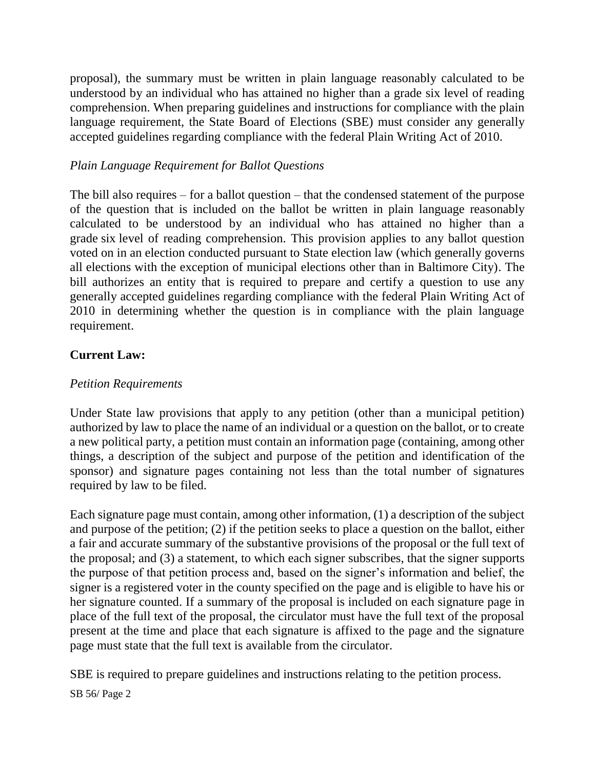proposal), the summary must be written in plain language reasonably calculated to be understood by an individual who has attained no higher than a grade six level of reading comprehension. When preparing guidelines and instructions for compliance with the plain language requirement, the State Board of Elections (SBE) must consider any generally accepted guidelines regarding compliance with the federal Plain Writing Act of 2010.

*Plain Language Requirement for Ballot Questions*

The bill also requires – for a ballot question – that the condensed statement of the purpose of the question that is included on the ballot be written in plain language reasonably calculated to be understood by an individual who has attained no higher than a grade six level of reading comprehension. This provision applies to any ballot question voted on in an election conducted pursuant to State election law (which generally governs all elections with the exception of municipal elections other than in Baltimore City). The bill authorizes an entity that is required to prepare and certify a question to use any generally accepted guidelines regarding compliance with the federal Plain Writing Act of 2010 in determining whether the question is in compliance with the plain language requirement.

**Current Law:**

*Petition Requirements*

Under State law provisions that apply to any petition (other than a municipal petition) authorized by law to place the name of an individual or a question on the ballot, or to create a new political party, a petition must contain an information page (containing, among other things, a description of the subject and purpose of the petition and identification of the sponsor) and signature pages containing not less than the total number of signatures required by law to be filed.

Each signature page must contain, among other information, (1) a description of the subject and purpose of the petition; (2) if the petition seeks to place a question on the ballot, either a fair and accurate summary of the substantive provisions of the proposal or the full text of the proposal; and (3) a statement, to which each signer subscribes, that the signer supports the purpose of that petition process and, based on the signer's information and belief, the signer is a registered voter in the county specified on the page and is eligible to have his or her signature counted. If a summary of the proposal is included on each signature page in place of the full text of the proposal, the circulator must have the full text of the proposal present at the time and place that each signature is affixed to the page and the signature page must state that the full text is available from the circulator.

SBE is required to prepare guidelines and instructions relating to the petition process.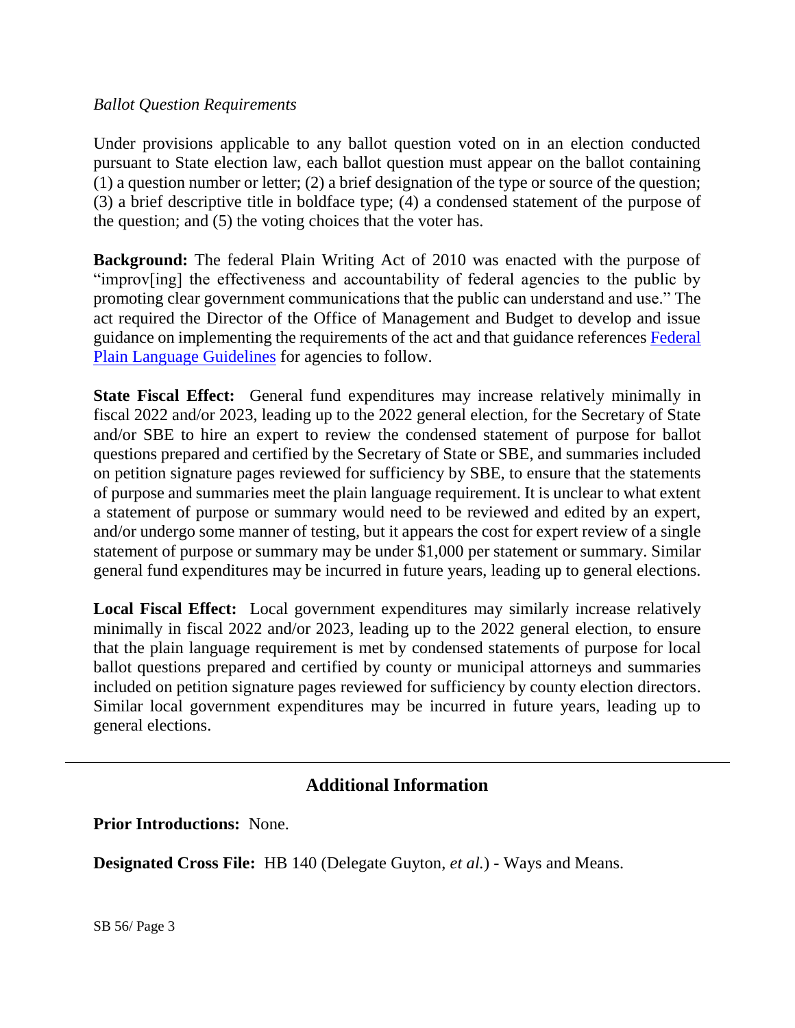*Ballot Question Requirements*

Under provisions applicable to any ballot question voted on in an election conducted pursuant to State election law, each ballot question must appear on the ballot containing (1) a question number or letter; (2) a brief designation of the type or source of the question; (3) a brief descriptive title in boldface type; (4) a condensed statement of the purpose of the question; and (5) the voting choices that the voter has.

**Background:** The federal Plain Writing Act of 2010 was enacted with the purpose of "improv[ing] the effectiveness and accountability of federal agencies to the public by promoting clear government communications that the public can understand and use." The act required the Director of the Office of Management and Budget to develop and issue guidance on implementing the requirements of the act and that guidance references Federal Plain Language Guidelines for agencies to follow.

**State Fiscal Effect:** General fund expenditures may increase relatively minimally in fiscal 2022 and/or 2023, leading up to the 2022 general election, for the Secretary of State and/or SBE to hire an expert to review the condensed statement of purpose for ballot questions prepared and certified by the Secretary of State or SBE, and summaries included on petition signature pages reviewed for sufficiency by SBE, to ensure that the statements of purpose and summaries meet the plain language requirement. It is unclear to what extent a statement of purpose or summary would need to be reviewed and edited by an expert, and/or undergo some manner of testing, but it appears the cost for expert review of a single statement of purpose or summary may be under $1,000 per statement or summary. Similar general fund expenditures may be incurred in future years, leading up to general elections.

**Local Fiscal Effect:** Local government expenditures may similarly increase relatively minimally in fiscal 2022 and/or 2023, leading up to the 2022 general election, to ensure that the plain language requirement is met by condensed statements of purpose for local ballot questions prepared and certified by county or municipal attorneys and summaries included on petition signature pages reviewed for sufficiency by county election directors. Similar local government expenditures may be incurred in future years, leading up to general elections.

---

## Additional Information

**Prior Introductions:** None.

**Designated Cross File:** HB 140 (Delegate Guyton, *et al.*) - Ways and Means.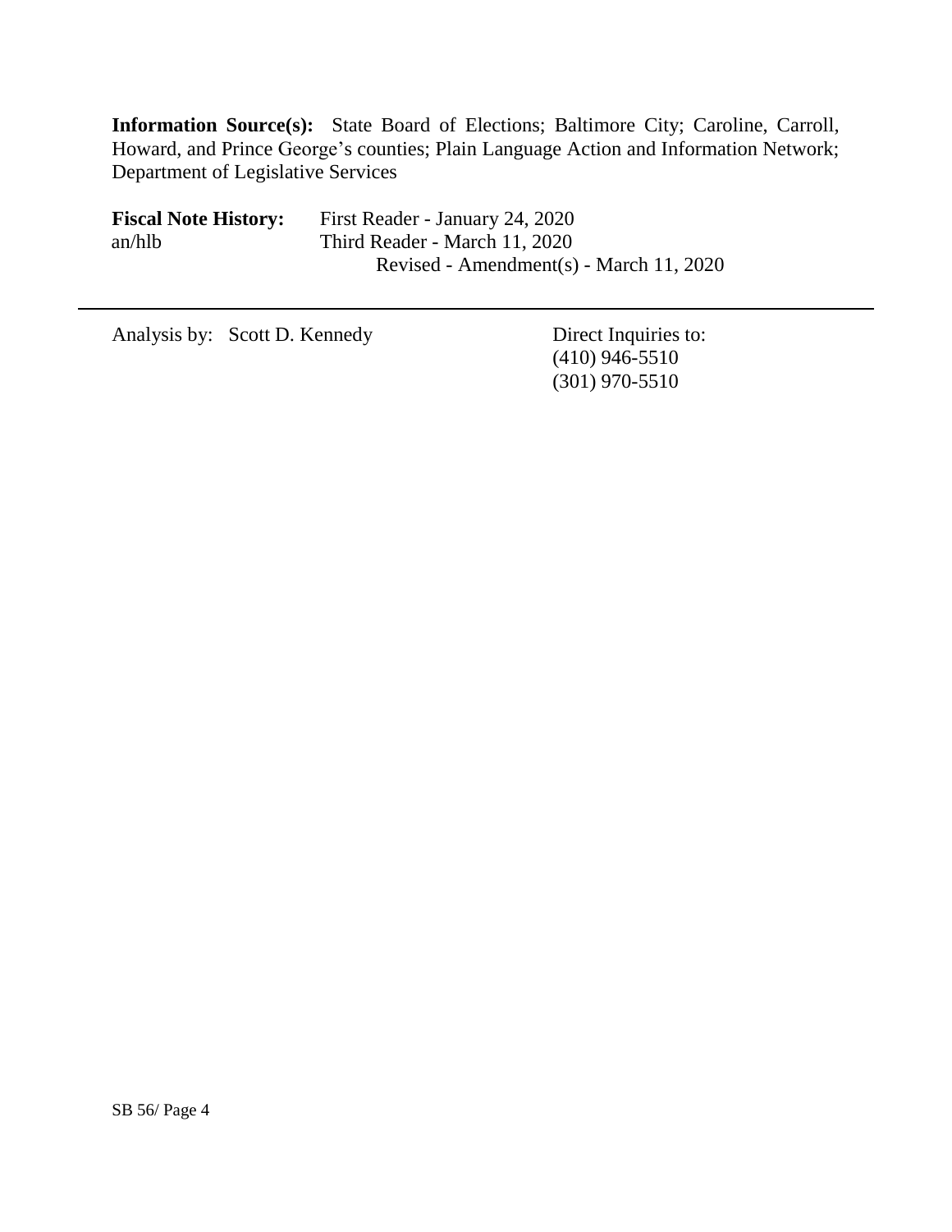**Information Source(s):** State Board of Elections; Baltimore City; Caroline, Carroll, Howard, and Prince George's counties; Plain Language Action and Information Network; Department of Legislative Services

**Fiscal Note History:** First Reader - January 24, 2020
an/hlb Third Reader - March 11, 2020
Revised - Amendment(s) - March 11, 2020

---

Analysis by: Scott D. Kennedy

Direct Inquiries to:
(410) 946-5510
(301) 970-5510